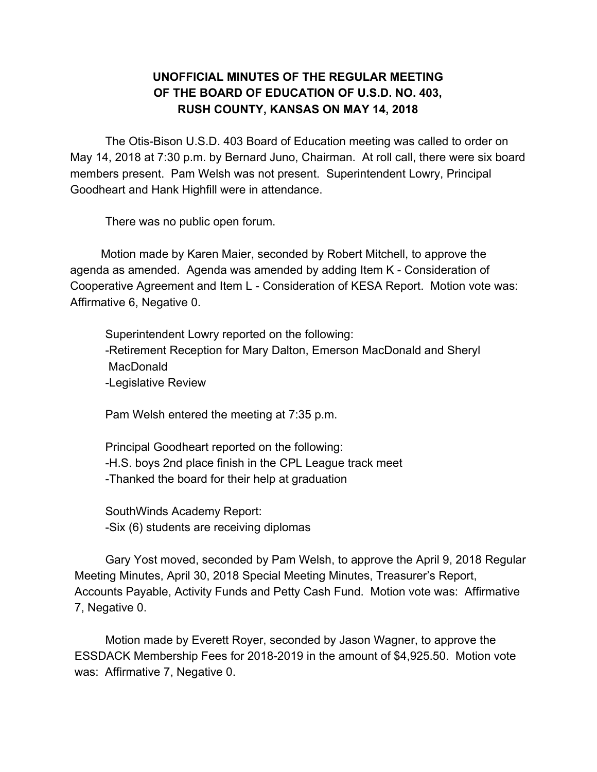# UNOFFICIAL MINUTES OF THE REGULAR MEETING OF THE BOARD OF EDUCATION OF U.S.D. NO. 403, RUSH COUNTY, KANSAS ON MAY 14, 2018

The Otis-Bison U.S.D. 403 Board of Education meeting was called to order on May 14, 2018 at 7:30 p.m. by Bernard Juno, Chairman. At roll call, there were six board members present. Pam Welsh was not present. Superintendent Lowry, Principal Goodheart and Hank Highfill were in attendance.

There was no public open forum.

Motion made by Karen Maier, seconded by Robert Mitchell, to approve the agenda as amended. Agenda was amended by adding Item K - Consideration of Cooperative Agreement and Item L - Consideration of KESA Report. Motion vote was: Affirmative 6, Negative 0.

Superintendent Lowry reported on the following:
-Retirement Reception for Mary Dalton, Emerson MacDonald and Sheryl MacDonald
-Legislative Review

Pam Welsh entered the meeting at 7:35 p.m.

Principal Goodheart reported on the following:
-H.S. boys 2nd place finish in the CPL League track meet
-Thanked the board for their help at graduation

SouthWinds Academy Report:
-Six (6) students are receiving diplomas

Gary Yost moved, seconded by Pam Welsh, to approve the April 9, 2018 Regular Meeting Minutes, April 30, 2018 Special Meeting Minutes, Treasurer's Report, Accounts Payable, Activity Funds and Petty Cash Fund. Motion vote was: Affirmative 7, Negative 0.

Motion made by Everett Royer, seconded by Jason Wagner, to approve the ESSDACK Membership Fees for 2018-2019 in the amount of $4,925.50. Motion vote was: Affirmative 7, Negative 0.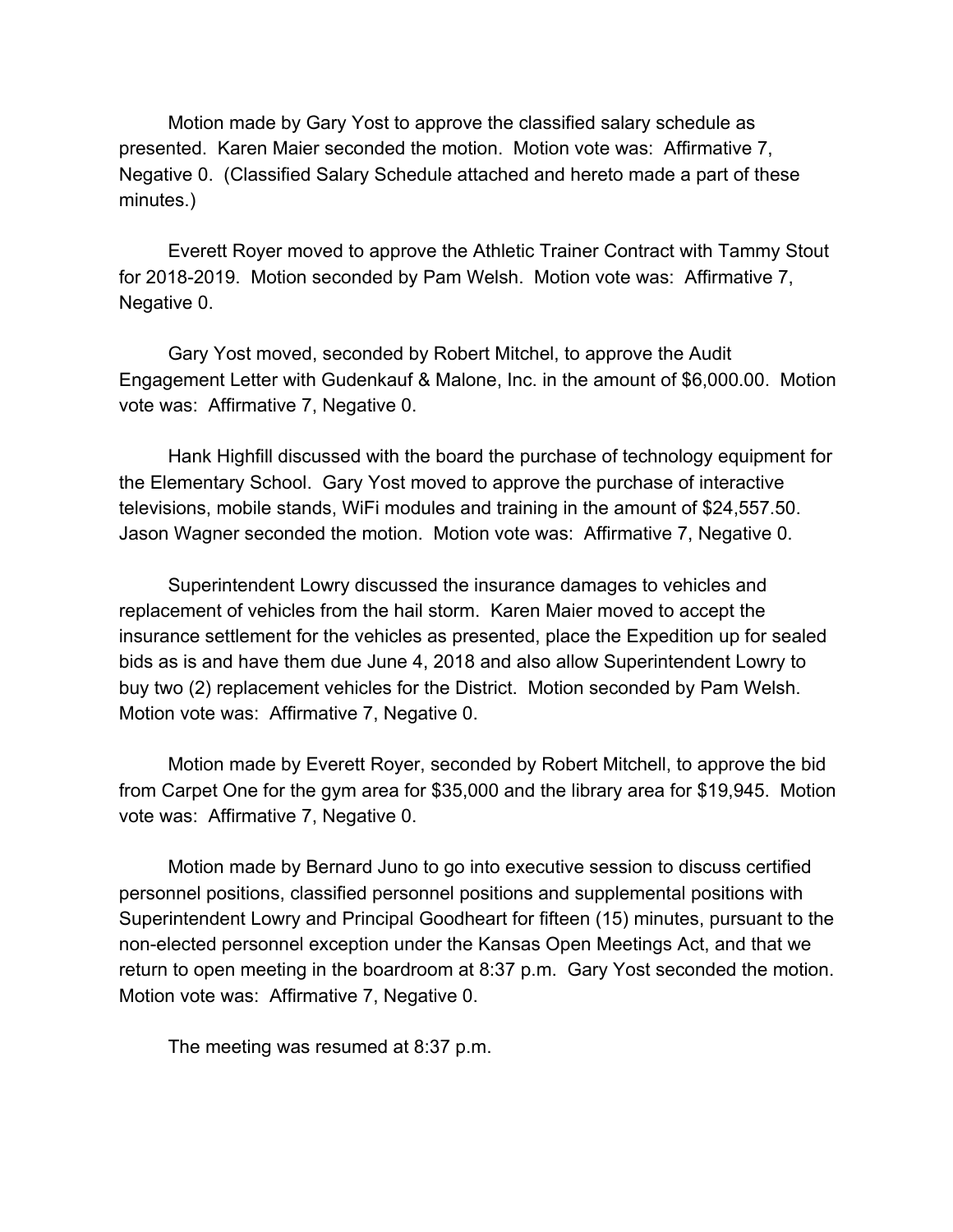Motion made by Gary Yost to approve the classified salary schedule as presented. Karen Maier seconded the motion. Motion vote was: Affirmative 7, Negative 0. (Classified Salary Schedule attached and hereto made a part of these minutes.)

Everett Royer moved to approve the Athletic Trainer Contract with Tammy Stout for 2018-2019. Motion seconded by Pam Welsh. Motion vote was: Affirmative 7, Negative 0.

Gary Yost moved, seconded by Robert Mitchel, to approve the Audit Engagement Letter with Gudenkauf & Malone, Inc. in the amount of $6,000.00. Motion vote was: Affirmative 7, Negative 0.

Hank Highfill discussed with the board the purchase of technology equipment for the Elementary School. Gary Yost moved to approve the purchase of interactive televisions, mobile stands, WiFi modules and training in the amount of $24,557.50. Jason Wagner seconded the motion. Motion vote was: Affirmative 7, Negative 0.

Superintendent Lowry discussed the insurance damages to vehicles and replacement of vehicles from the hail storm. Karen Maier moved to accept the insurance settlement for the vehicles as presented, place the Expedition up for sealed bids as is and have them due June 4, 2018 and also allow Superintendent Lowry to buy two (2) replacement vehicles for the District. Motion seconded by Pam Welsh. Motion vote was: Affirmative 7, Negative 0.

Motion made by Everett Royer, seconded by Robert Mitchell, to approve the bid from Carpet One for the gym area for $35,000 and the library area for $19,945. Motion vote was: Affirmative 7, Negative 0.

Motion made by Bernard Juno to go into executive session to discuss certified personnel positions, classified personnel positions and supplemental positions with Superintendent Lowry and Principal Goodheart for fifteen (15) minutes, pursuant to the non-elected personnel exception under the Kansas Open Meetings Act, and that we return to open meeting in the boardroom at 8:37 p.m. Gary Yost seconded the motion. Motion vote was: Affirmative 7, Negative 0.

The meeting was resumed at 8:37 p.m.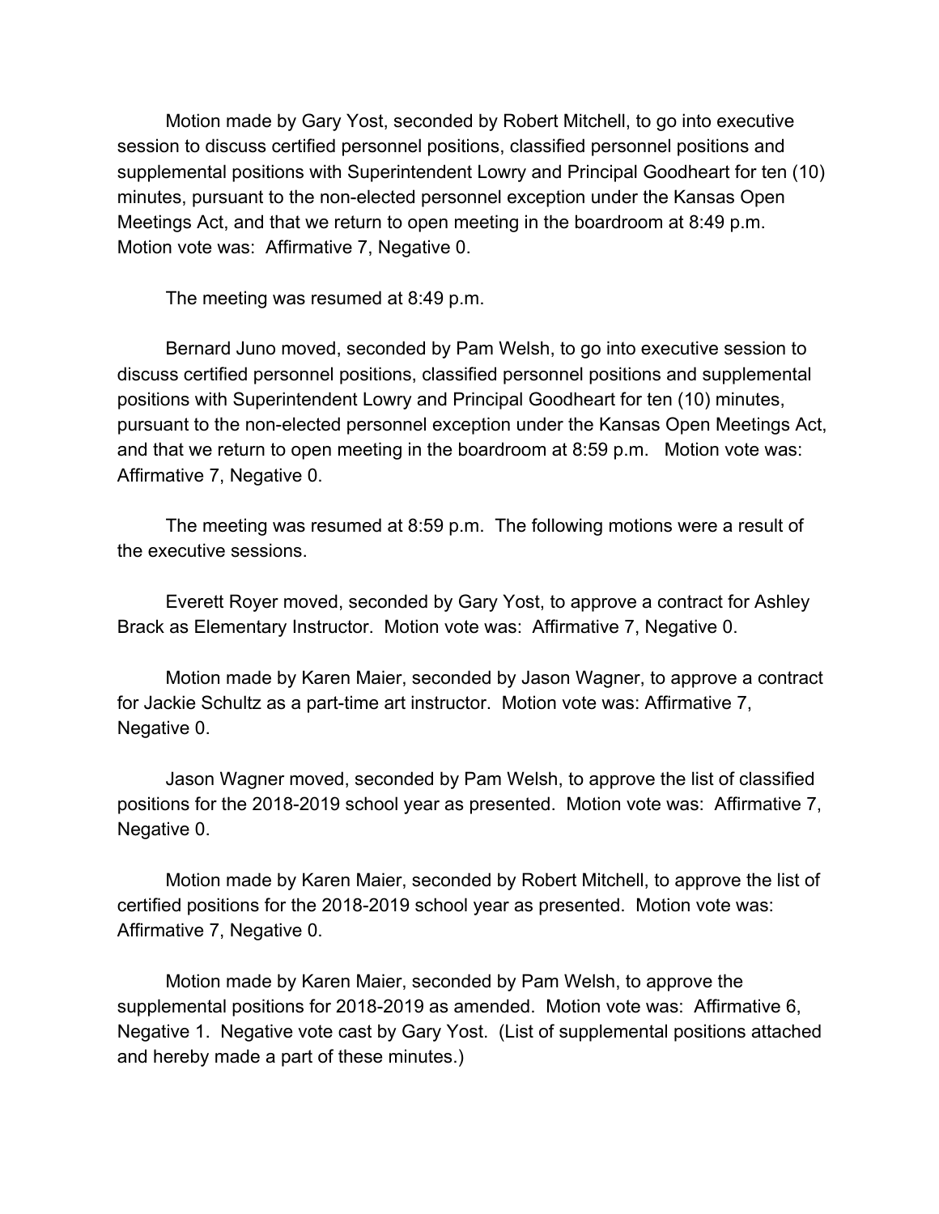Motion made by Gary Yost, seconded by Robert Mitchell, to go into executive session to discuss certified personnel positions, classified personnel positions and supplemental positions with Superintendent Lowry and Principal Goodheart for ten (10) minutes, pursuant to the non-elected personnel exception under the Kansas Open Meetings Act, and that we return to open meeting in the boardroom at 8:49 p.m. Motion vote was: Affirmative 7, Negative 0.

The meeting was resumed at 8:49 p.m.

Bernard Juno moved, seconded by Pam Welsh, to go into executive session to discuss certified personnel positions, classified personnel positions and supplemental positions with Superintendent Lowry and Principal Goodheart for ten (10) minutes, pursuant to the non-elected personnel exception under the Kansas Open Meetings Act, and that we return to open meeting in the boardroom at 8:59 p.m. Motion vote was: Affirmative 7, Negative 0.

The meeting was resumed at 8:59 p.m. The following motions were a result of the executive sessions.

Everett Royer moved, seconded by Gary Yost, to approve a contract for Ashley Brack as Elementary Instructor. Motion vote was: Affirmative 7, Negative 0.

Motion made by Karen Maier, seconded by Jason Wagner, to approve a contract for Jackie Schultz as a part-time art instructor. Motion vote was: Affirmative 7, Negative 0.

Jason Wagner moved, seconded by Pam Welsh, to approve the list of classified positions for the 2018-2019 school year as presented. Motion vote was: Affirmative 7, Negative 0.

Motion made by Karen Maier, seconded by Robert Mitchell, to approve the list of certified positions for the 2018-2019 school year as presented. Motion vote was: Affirmative 7, Negative 0.

Motion made by Karen Maier, seconded by Pam Welsh, to approve the supplemental positions for 2018-2019 as amended. Motion vote was: Affirmative 6, Negative 1. Negative vote cast by Gary Yost. (List of supplemental positions attached and hereby made a part of these minutes.)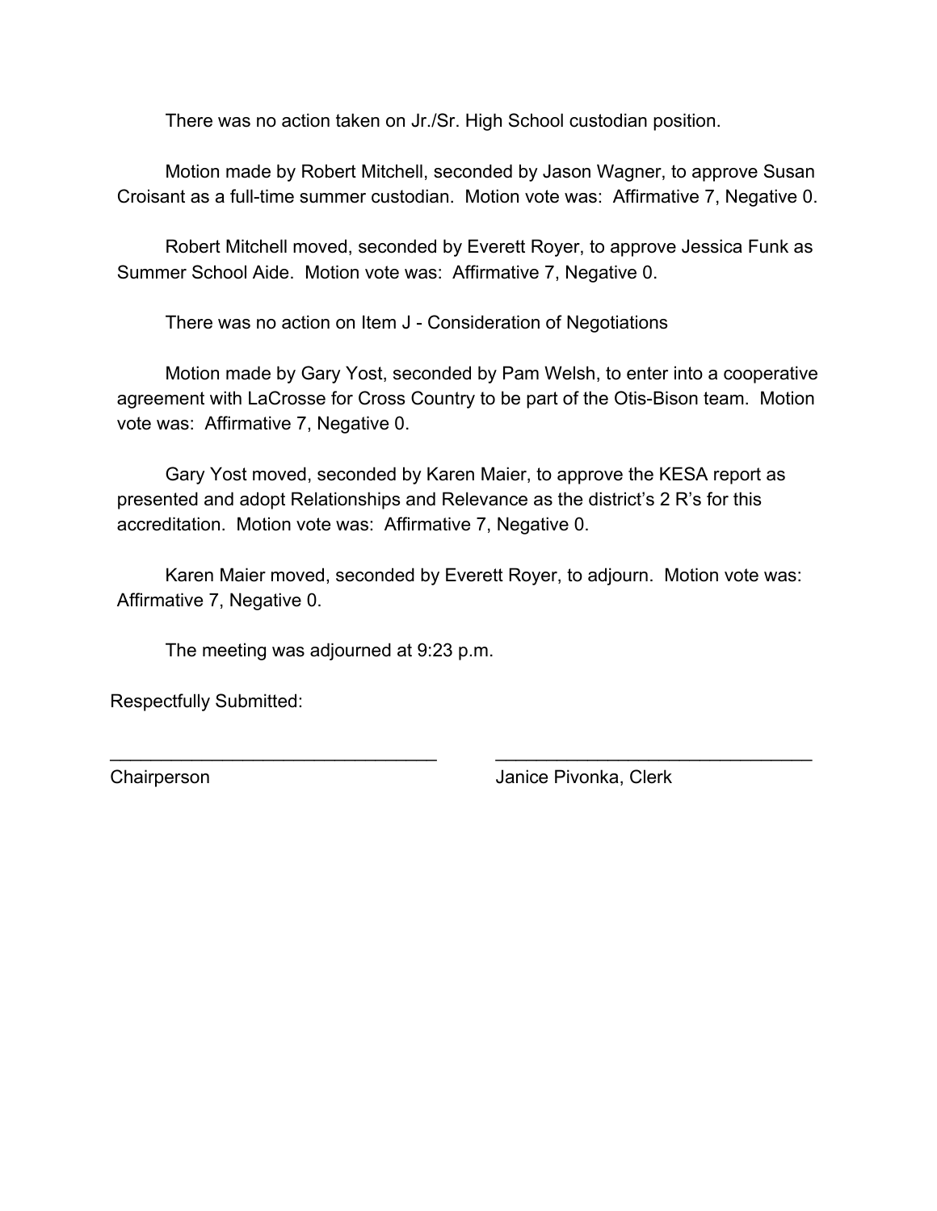There was no action taken on Jr./Sr. High School custodian position.

Motion made by Robert Mitchell, seconded by Jason Wagner, to approve Susan Croisant as a full-time summer custodian. Motion vote was: Affirmative 7, Negative 0.

Robert Mitchell moved, seconded by Everett Royer, to approve Jessica Funk as Summer School Aide. Motion vote was: Affirmative 7, Negative 0.

There was no action on Item J - Consideration of Negotiations

Motion made by Gary Yost, seconded by Pam Welsh, to enter into a cooperative agreement with LaCrosse for Cross Country to be part of the Otis-Bison team. Motion vote was: Affirmative 7, Negative 0.

Gary Yost moved, seconded by Karen Maier, to approve the KESA report as presented and adopt Relationships and Relevance as the district's 2 R's for this accreditation. Motion vote was: Affirmative 7, Negative 0.

Karen Maier moved, seconded by Everett Royer, to adjourn. Motion vote was: Affirmative 7, Negative 0.

The meeting was adjourned at 9:23 p.m.

Respectfully Submitted:

_________________________________ _________________________________

Chairperson Janice Pivonka, Clerk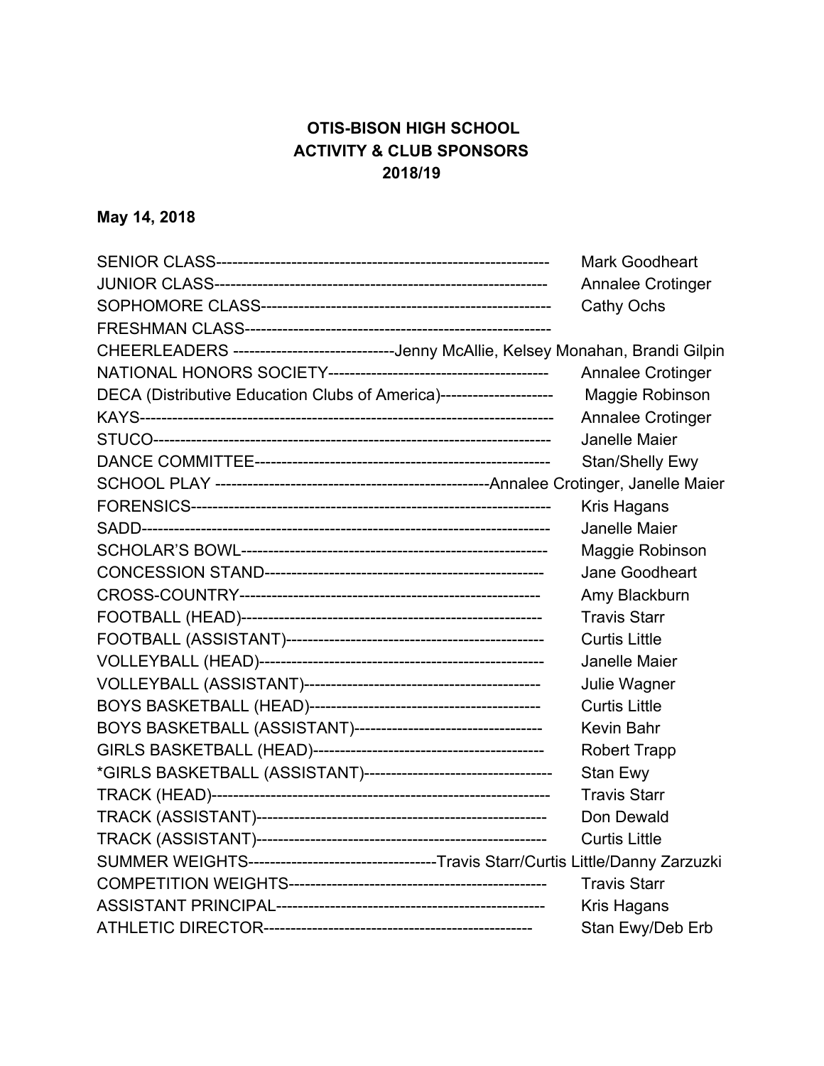**OTIS-BISON HIGH SCHOOL**
**ACTIVITY & CLUB SPONSORS**
**2018/19**

**May 14, 2018**

SENIOR CLASS---------------------------------------------------------------- Mark Goodheart
JUNIOR CLASS--------------------------------------------------------------- Annalee Crotinger
SOPHOMORE CLASS------------------------------------------------------- Cathy Ochs
FRESHMAN CLASS----------------------------------------------------------
CHEERLEADERS ------------------------------Jenny McAllie, Kelsey Monahan, Brandi Gilpin
NATIONAL HONORS SOCIETY----------------------------------------- Annalee Crotinger
DECA (Distributive Education Clubs of America)--------------------- Maggie Robinson
KAYS--------------------------------------------------------------------------- Annalee Crotinger
STUCO------------------------------------------------------------------------ Janelle Maier
DANCE COMMITTEE------------------------------------------------------- Stan/Shelly Ewy
SCHOOL PLAY ---------------------------------------------------Annalee Crotinger, Janelle Maier
FORENSICS-------------------------------------------------------------------- Kris Hagans
SADD---------------------------------------------------------------------------- Janelle Maier
SCHOLAR'S BOWL---------------------------------------------------------- Maggie Robinson
CONCESSION STAND------------------------------------------------------ Jane Goodheart
CROSS-COUNTRY----------------------------------------------------------- Amy Blackburn
FOOTBALL (HEAD)---------------------------------------------------------- Travis Starr
FOOTBALL (ASSISTANT)-------------------------------------------------- Curtis Little
VOLLEYBALL (HEAD)------------------------------------------------------ Janelle Maier
VOLLEYBALL (ASSISTANT)--------------------------------------------- Julie Wagner
BOYS BASKETBALL (HEAD)------------------------------------------- Curtis Little
BOYS BASKETBALL (ASSISTANT)---------------------------------- Kevin Bahr
GIRLS BASKETBALL (HEAD)------------------------------------------ Robert Trapp
*GIRLS BASKETBALL (ASSISTANT)---------------------------------- Stan Ewy
TRACK (HEAD)----------------------------------------------------------------- Travis Starr
TRACK (ASSISTANT)------------------------------------------------------- Don Dewald
TRACK (ASSISTANT)------------------------------------------------------- Curtis Little
SUMMER WEIGHTS----------------------------------Travis Starr/Curtis Little/Danny Zarzuzki
COMPETITION WEIGHTS------------------------------------------------ Travis Starr
ASSISTANT PRINCIPAL--------------------------------------------------- Kris Hagans
ATHLETIC DIRECTOR--------------------------------------------------- Stan Ewy/Deb Erb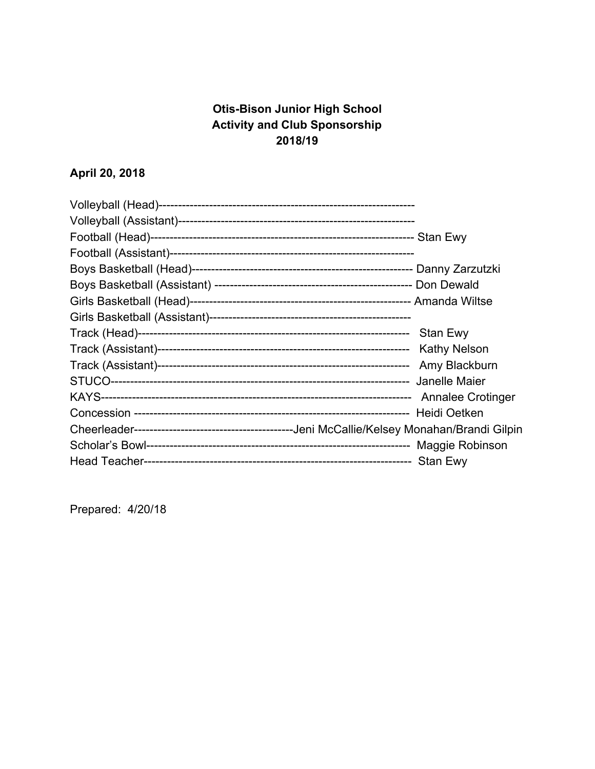# Otis-Bison Junior High School
# Activity and Club Sponsorship
# 2018/19

**April 20, 2018**

Volleyball (Head)------------------------------------------------------------------
Volleyball (Assistant)-------------------------------------------------------------
Football (Head)------------------------------------------------------------------- Stan Ewy
Football (Assistant)--------------------------------------------------------------
Boys Basketball (Head)-------------------------------------------------------- Danny Zarzutzki
Boys Basketball (Assistant) -------------------------------------------------- Don Dewald
Girls Basketball (Head)-------------------------------------------------------- Amanda Wiltse
Girls Basketball (Assistant)---------------------------------------------------
Track (Head)--------------------------------------------------------------------- Stan Ewy
Track (Assistant)----------------------------------------------------------------- Kathy Nelson
Track (Assistant)----------------------------------------------------------------- Amy Blackburn
STUCO----------------------------------------------------------------------------- Janelle Maier
KAYS-------------------------------------------------------------------------------- Annalee Crotinger
Concession ---------------------------------------------------------------------- Heidi Oetken
Cheerleader-----------------------------------------Jeni McCallie/Kelsey Monahan/Brandi Gilpin
Scholar's Bowl------------------------------------------------------------------ Maggie Robinson
Head Teacher-------------------------------------------------------------------- Stan Ewy

Prepared: 4/20/18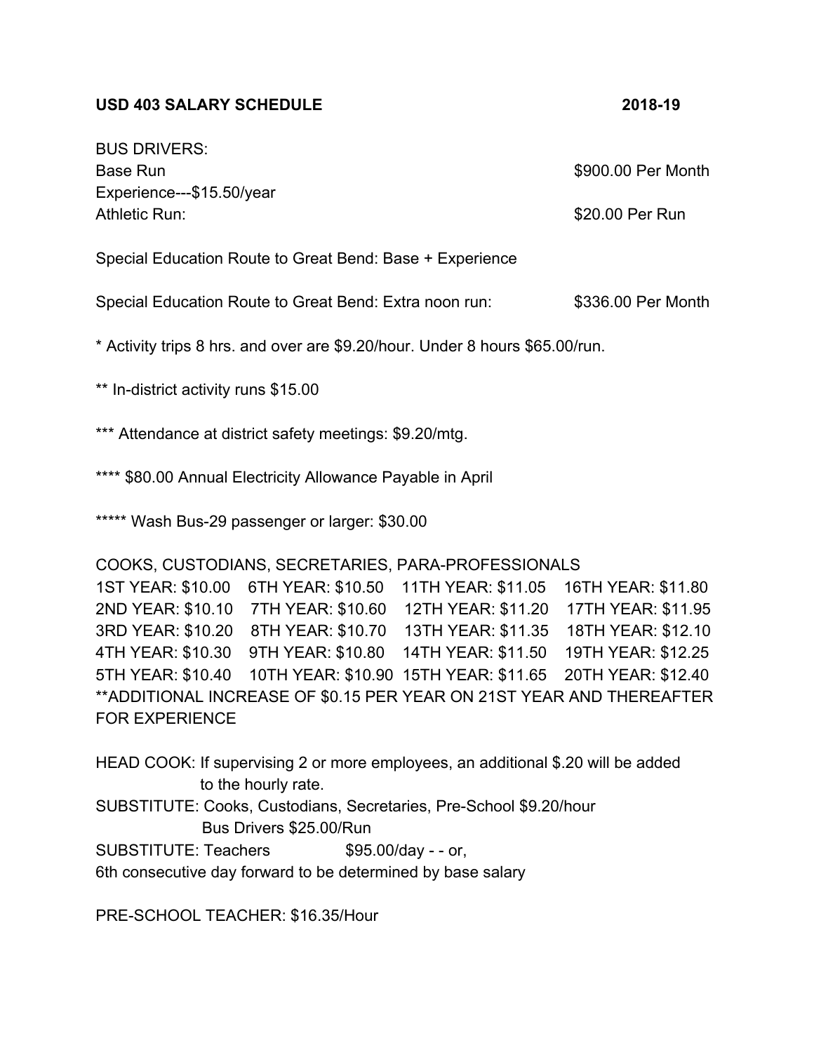**USD 403 SALARY SCHEDULE 2018-19**

BUS DRIVERS:

Base Run $900.00 Per Month

Experience---$15.50/year

Athletic Run: $20.00 Per Run

Special Education Route to Great Bend: Base + Experience

Special Education Route to Great Bend: Extra noon run: $336.00 Per Month

* Activity trips 8 hrs. and over are $9.20/hour. Under 8 hours $65.00/run.

** In-district activity runs $15.00

*** Attendance at district safety meetings: $9.20/mtg.

**** $80.00 Annual Electricity Allowance Payable in April

***** Wash Bus-29 passenger or larger: $30.00

COOKS, CUSTODIANS, SECRETARIES, PARA-PROFESSIONALS

| | | | |
|---|---|---|---|
| 1ST YEAR: $10.00 | 6TH YEAR: $10.50 | 11TH YEAR: $11.05 | 16TH YEAR: $11.80 |
| 2ND YEAR: $10.10 | 7TH YEAR: $10.60 | 12TH YEAR: $11.20 | 17TH YEAR: $11.95 |
| 3RD YEAR: $10.20 | 8TH YEAR: $10.70 | 13TH YEAR: $11.35 | 18TH YEAR: $12.10 |
| 4TH YEAR: $10.30 | 9TH YEAR: $10.80 | 14TH YEAR: $11.50 | 19TH YEAR: $12.25 |
| 5TH YEAR: $10.40 | 10TH YEAR: $10.90 | 15TH YEAR: $11.65 | 20TH YEAR: $12.40 |

**ADDITIONAL INCREASE OF $0.15 PER YEAR ON 21ST YEAR AND THEREAFTER FOR EXPERIENCE

HEAD COOK: If supervising 2 or more employees, an additional $.20 will be added to the hourly rate.

SUBSTITUTE: Cooks, Custodians, Secretaries, Pre-School $9.20/hour
Bus Drivers $25.00/Run

SUBSTITUTE: Teachers $95.00/day - - or,
6th consecutive day forward to be determined by base salary

PRE-SCHOOL TEACHER: $16.35/Hour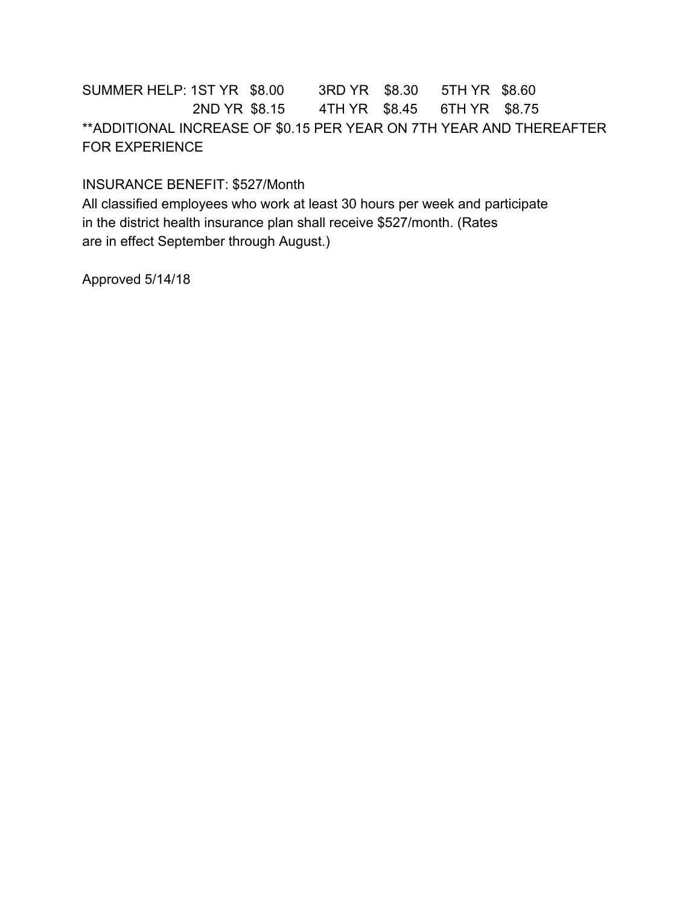SUMMER HELP: 1ST YR $8.00 3RD YR $8.30 5TH YR $8.60
2ND YR $8.15 4TH YR $8.45 6TH YR $8.75

**ADDITIONAL INCREASE OF $0.15 PER YEAR ON 7TH YEAR AND THEREAFTER FOR EXPERIENCE

INSURANCE BENEFIT: $527/Month

All classified employees who work at least 30 hours per week and participate in the district health insurance plan shall receive $527/month. (Rates are in effect September through August.)

Approved 5/14/18